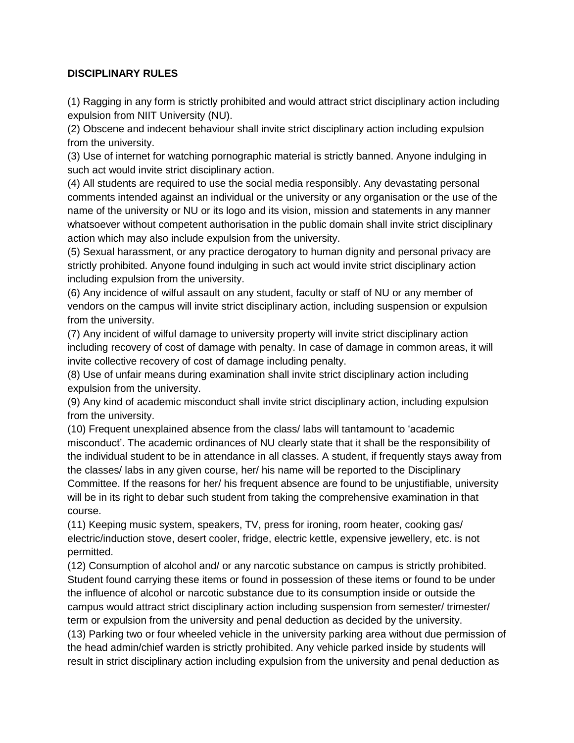**DISCIPLINARY RULES**

(1) Ragging in any form is strictly prohibited and would attract strict disciplinary action including expulsion from NIIT University (NU).

(2) Obscene and indecent behaviour shall invite strict disciplinary action including expulsion from the university.

(3) Use of internet for watching pornographic material is strictly banned. Anyone indulging in such act would invite strict disciplinary action.

(4) All students are required to use the social media responsibly. Any devastating personal comments intended against an individual or the university or any organisation or the use of the name of the university or NU or its logo and its vision, mission and statements in any manner whatsoever without competent authorisation in the public domain shall invite strict disciplinary action which may also include expulsion from the university.

(5) Sexual harassment, or any practice derogatory to human dignity and personal privacy are strictly prohibited. Anyone found indulging in such act would invite strict disciplinary action including expulsion from the university.

(6) Any incidence of wilful assault on any student, faculty or staff of NU or any member of vendors on the campus will invite strict disciplinary action, including suspension or expulsion from the university.

(7) Any incident of wilful damage to university property will invite strict disciplinary action including recovery of cost of damage with penalty. In case of damage in common areas, it will invite collective recovery of cost of damage including penalty.

(8) Use of unfair means during examination shall invite strict disciplinary action including expulsion from the university.

(9) Any kind of academic misconduct shall invite strict disciplinary action, including expulsion from the university.

(10) Frequent unexplained absence from the class/ labs will tantamount to 'academic misconduct'. The academic ordinances of NU clearly state that it shall be the responsibility of the individual student to be in attendance in all classes. A student, if frequently stays away from the classes/ labs in any given course, her/ his name will be reported to the Disciplinary Committee. If the reasons for her/ his frequent absence are found to be unjustifiable, university will be in its right to debar such student from taking the comprehensive examination in that course.

(11) Keeping music system, speakers, TV, press for ironing, room heater, cooking gas/ electric/induction stove, desert cooler, fridge, electric kettle, expensive jewellery, etc. is not permitted.

(12) Consumption of alcohol and/ or any narcotic substance on campus is strictly prohibited. Student found carrying these items or found in possession of these items or found to be under the influence of alcohol or narcotic substance due to its consumption inside or outside the campus would attract strict disciplinary action including suspension from semester/ trimester/ term or expulsion from the university and penal deduction as decided by the university.

(13) Parking two or four wheeled vehicle in the university parking area without due permission of the head admin/chief warden is strictly prohibited. Any vehicle parked inside by students will result in strict disciplinary action including expulsion from the university and penal deduction as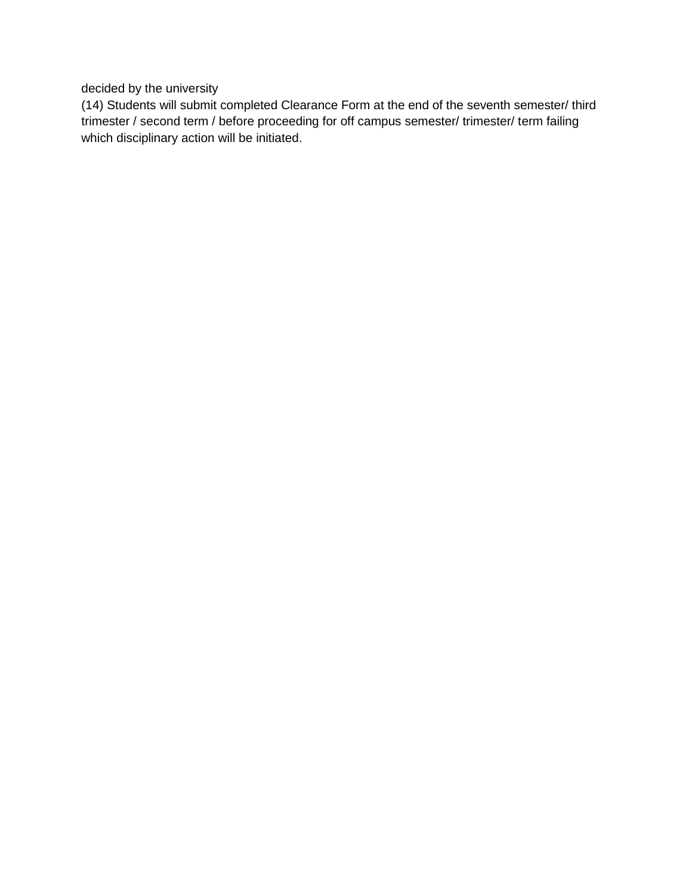decided by the university

(14) Students will submit completed Clearance Form at the end of the seventh semester/ third trimester / second term / before proceeding for off campus semester/ trimester/ term failing which disciplinary action will be initiated.